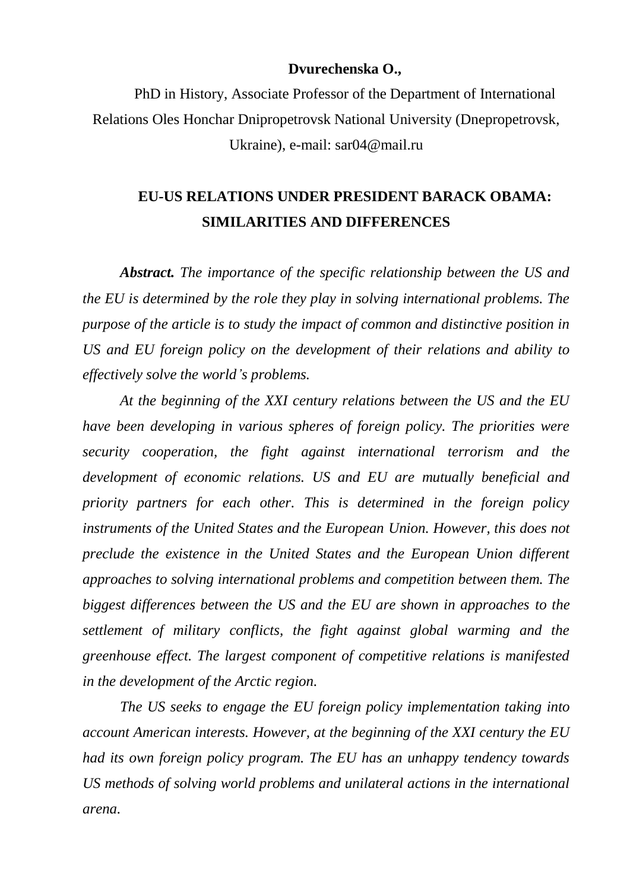**Dvurechenska O.,**

PhD in History, Associate Professor of the Department of International Relations Oles Honchar Dnipropetrovsk National University (Dnepropetrovsk, Ukraine), e-mail: sar04@mail.ru

# EU-US RELATIONS UNDER PRESIDENT BARACK OBAMA: SIMILARITIES AND DIFFERENCES

***Abstract.*** *The importance of the specific relationship between the US and the EU is determined by the role they play in solving international problems. The purpose of the article is to study the impact of common and distinctive position in US and EU foreign policy on the development of their relations and ability to effectively solve the world's problems.*

*At the beginning of the XXI century relations between the US and the EU have been developing in various spheres of foreign policy. The priorities were security cooperation, the fight against international terrorism and the development of economic relations. US and EU are mutually beneficial and priority partners for each other. This is determined in the foreign policy instruments of the United States and the European Union. However, this does not preclude the existence in the United States and the European Union different approaches to solving international problems and competition between them. The biggest differences between the US and the EU are shown in approaches to the settlement of military conflicts, the fight against global warming and the greenhouse effect. The largest component of competitive relations is manifested in the development of the Arctic region.*

*The US seeks to engage the EU foreign policy implementation taking into account American interests. However, at the beginning of the XXI century the EU had its own foreign policy program. The EU has an unhappy tendency towards US methods of solving world problems and unilateral actions in the international arena.*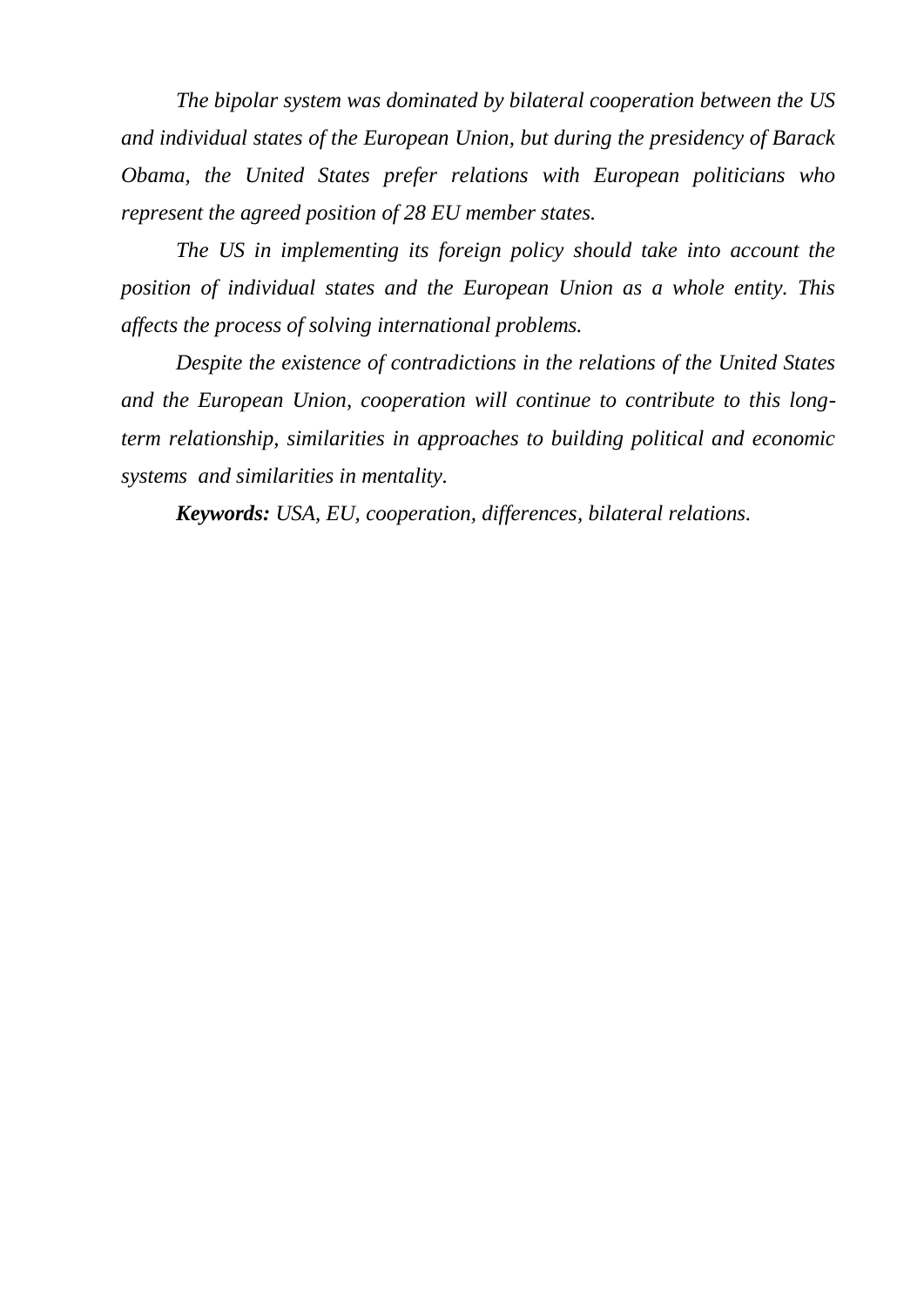*The bipolar system was dominated by bilateral cooperation between the US and individual states of the European Union, but during the presidency of Barack Obama, the United States prefer relations with European politicians who represent the agreed position of 28 EU member states.*

*The US in implementing its foreign policy should take into account the position of individual states and the European Union as a whole entity. This affects the process of solving international problems.*

*Despite the existence of contradictions in the relations of the United States and the European Union, cooperation will continue to contribute to this long-term relationship, similarities in approaches to building political and economic systems and similarities in mentality.*

***Keywords:*** *USA, EU, cooperation, differences, bilateral relations.*